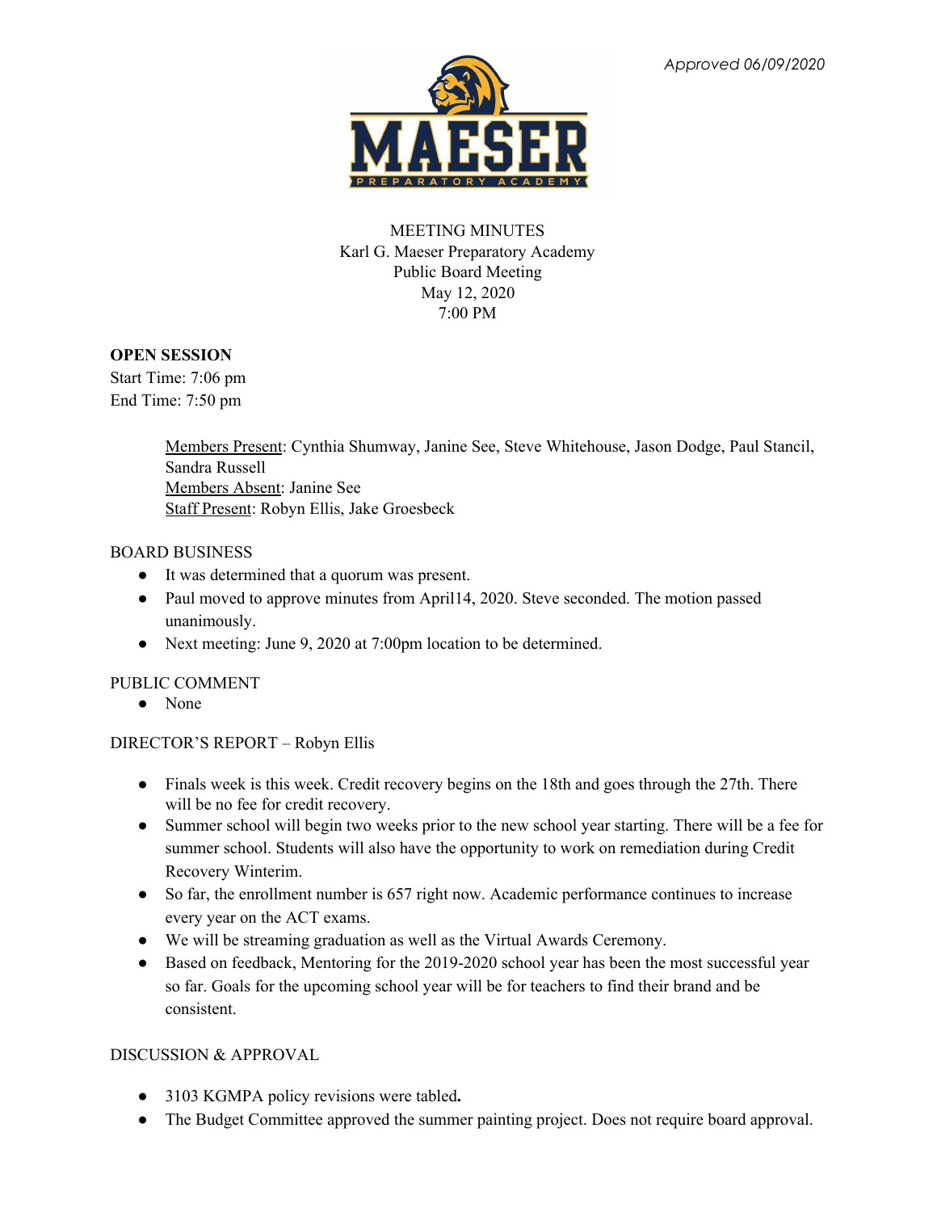*Approved 06/09/2020*

MEETING MINUTES
Karl G. Maeser Preparatory Academy
Public Board Meeting
May 12, 2020
7:00 PM

**OPEN SESSION**
Start Time: 7:06 pm
End Time: 7:50 pm

<u>Members Present</u>: Cynthia Shumway, Janine See, Steve Whitehouse, Jason Dodge, Paul Stancil, Sandra Russell
<u>Members Absent</u>: Janine See
<u>Staff Present</u>: Robyn Ellis, Jake Groesbeck

BOARD BUSINESS

- It was determined that a quorum was present.
- Paul moved to approve minutes from April14, 2020. Steve seconded. The motion passed unanimously.
- Next meeting: June 9, 2020 at 7:00pm location to be determined.

PUBLIC COMMENT

- None

DIRECTOR'S REPORT – Robyn Ellis

- Finals week is this week. Credit recovery begins on the 18th and goes through the 27th. There will be no fee for credit recovery.
- Summer school will begin two weeks prior to the new school year starting. There will be a fee for summer school. Students will also have the opportunity to work on remediation during Credit Recovery Winterim.
- So far, the enrollment number is 657 right now. Academic performance continues to increase every year on the ACT exams.
- We will be streaming graduation as well as the Virtual Awards Ceremony.
- Based on feedback, Mentoring for the 2019-2020 school year has been the most successful year so far. Goals for the upcoming school year will be for teachers to find their brand and be consistent.

DISCUSSION & APPROVAL

- 3103 KGMPA policy revisions were tabled**.**
- The Budget Committee approved the summer painting project. Does not require board approval.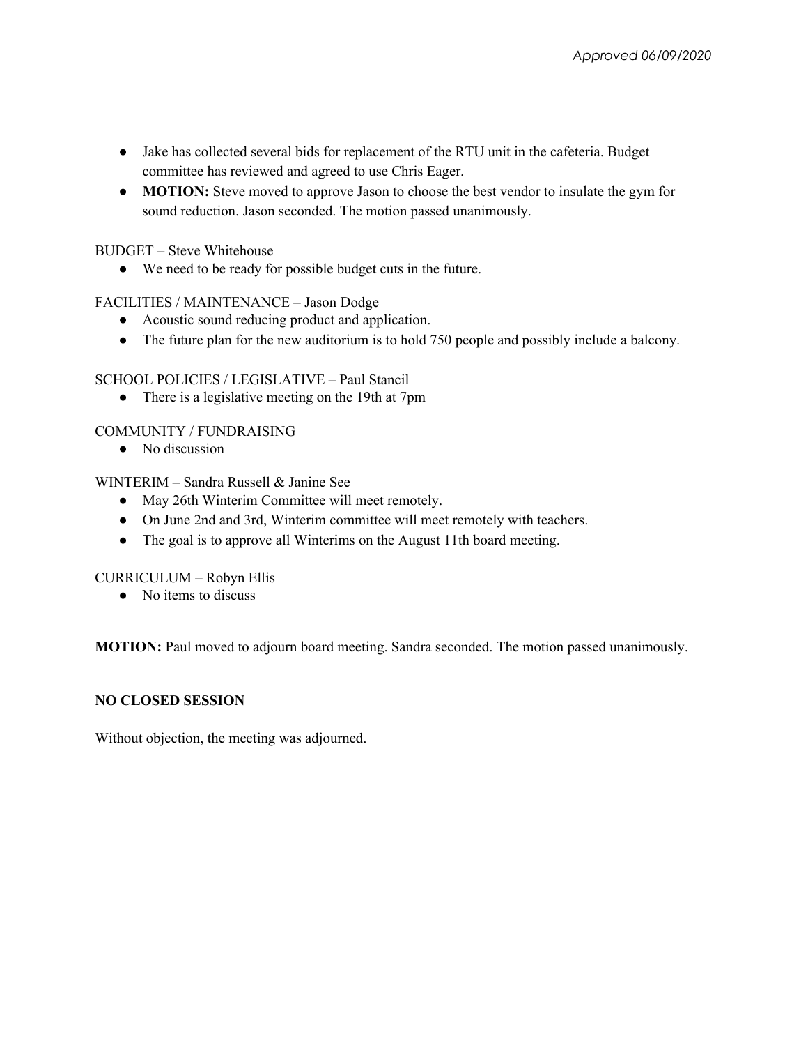*Approved 06/09/2020*

- Jake has collected several bids for replacement of the RTU unit in the cafeteria. Budget committee has reviewed and agreed to use Chris Eager.
- **MOTION:** Steve moved to approve Jason to choose the best vendor to insulate the gym for sound reduction. Jason seconded. The motion passed unanimously.

BUDGET – Steve Whitehouse

- We need to be ready for possible budget cuts in the future.

FACILITIES / MAINTENANCE – Jason Dodge

- Acoustic sound reducing product and application.
- The future plan for the new auditorium is to hold 750 people and possibly include a balcony.

SCHOOL POLICIES / LEGISLATIVE – Paul Stancil

- There is a legislative meeting on the 19th at 7pm

COMMUNITY / FUNDRAISING

- No discussion

WINTERIM – Sandra Russell & Janine See

- May 26th Winterim Committee will meet remotely.
- On June 2nd and 3rd, Winterim committee will meet remotely with teachers.
- The goal is to approve all Winterims on the August 11th board meeting.

CURRICULUM – Robyn Ellis

- No items to discuss

**MOTION:** Paul moved to adjourn board meeting. Sandra seconded. The motion passed unanimously.

**NO CLOSED SESSION**

Without objection, the meeting was adjourned.